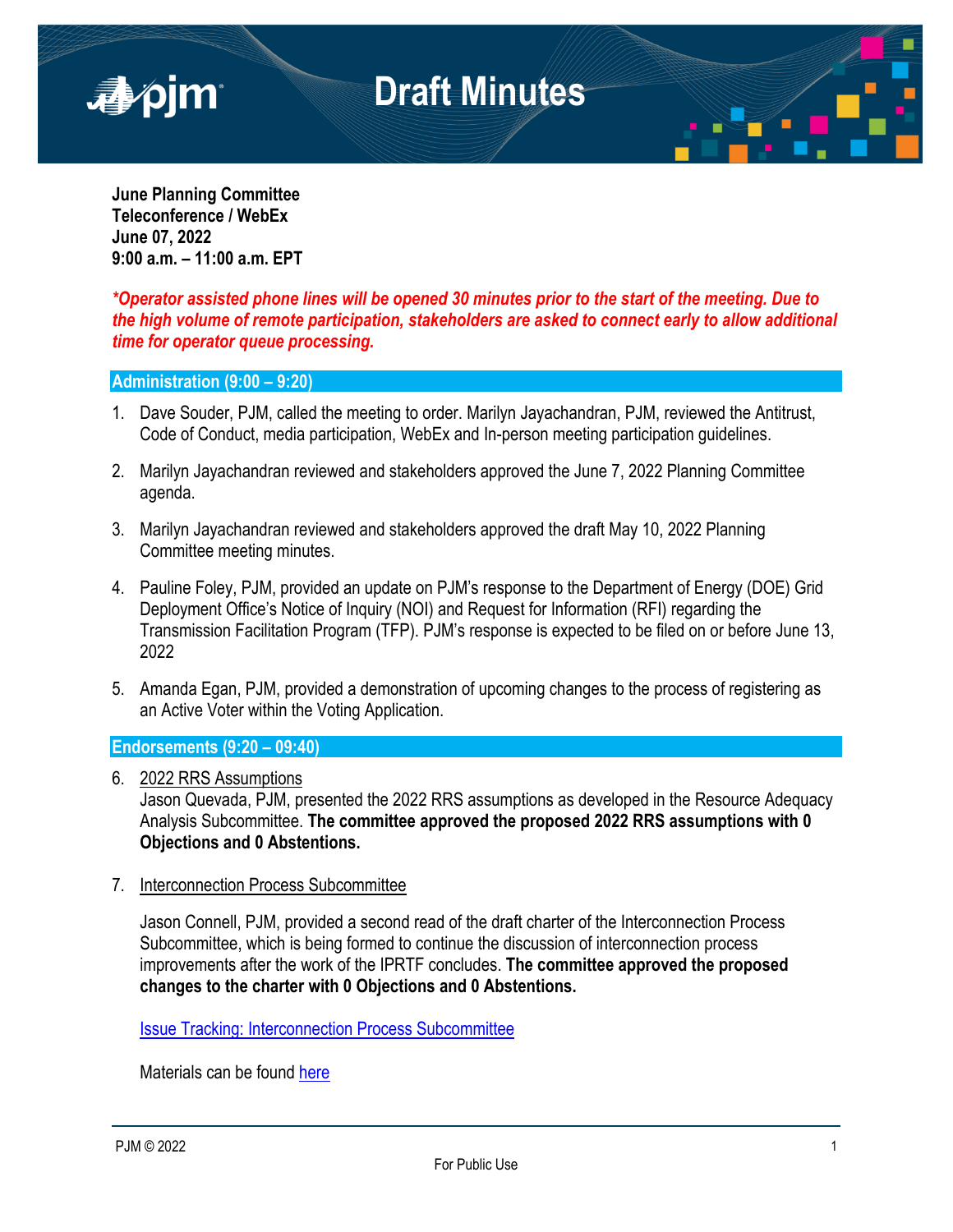# Draft Minutes

**June Planning Committee**
**Teleconference / WebEx**
**June 07, 2022**
**9:00 a.m. – 11:00 a.m. EPT**

***Operator assisted phone lines will be opened 30 minutes prior to the start of the meeting. Due to the high volume of remote participation, stakeholders are asked to connect early to allow additional time for operator queue processing.***

## Administration (9:00 – 9:20)

1. Dave Souder, PJM, called the meeting to order. Marilyn Jayachandran, PJM, reviewed the Antitrust, Code of Conduct, media participation, WebEx and In-person meeting participation guidelines.

2. Marilyn Jayachandran reviewed and stakeholders approved the June 7, 2022 Planning Committee agenda.

3. Marilyn Jayachandran reviewed and stakeholders approved the draft May 10, 2022 Planning Committee meeting minutes.

4. Pauline Foley, PJM, provided an update on PJM's response to the Department of Energy (DOE) Grid Deployment Office's Notice of Inquiry (NOI) and Request for Information (RFI) regarding the Transmission Facilitation Program (TFP). PJM's response is expected to be filed on or before June 13, 2022

5. Amanda Egan, PJM, provided a demonstration of upcoming changes to the process of registering as an Active Voter within the Voting Application.

## Endorsements (9:20 – 09:40)

6. 2022 RRS Assumptions
   Jason Quevada, PJM, presented the 2022 RRS assumptions as developed in the Resource Adequacy Analysis Subcommittee. **The committee approved the proposed 2022 RRS assumptions with 0 Objections and 0 Abstentions.**

7. Interconnection Process Subcommittee

   Jason Connell, PJM, provided a second read of the draft charter of the Interconnection Process Subcommittee, which is being formed to continue the discussion of interconnection process improvements after the work of the IPRTF concludes. **The committee approved the proposed changes to the charter with 0 Objections and 0 Abstentions.**

   Issue Tracking: Interconnection Process Subcommittee

   Materials can be found here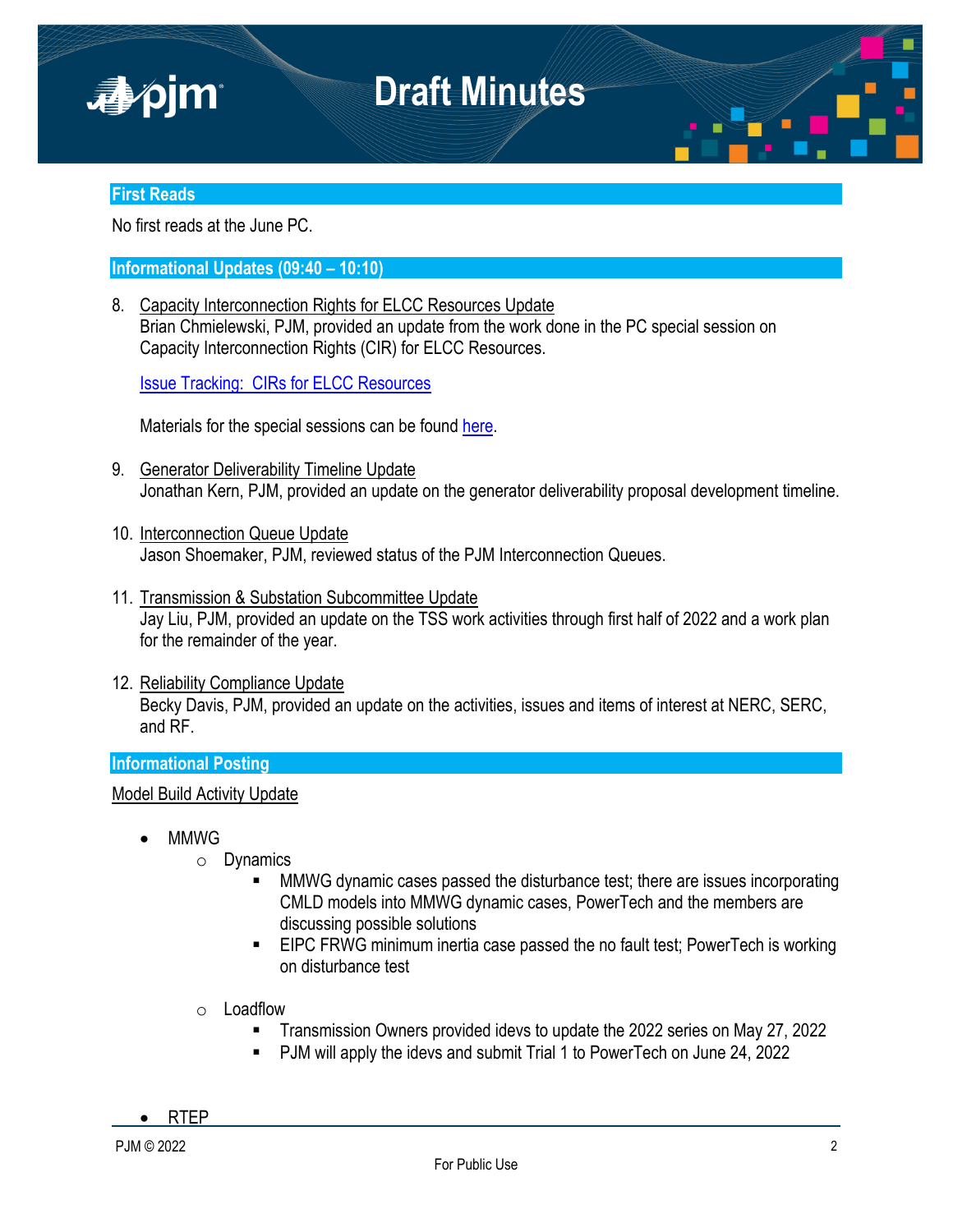## First Reads

No first reads at the June PC.

## Informational Updates (09:40 – 10:10)

8. Capacity Interconnection Rights for ELCC Resources Update
   Brian Chmielewski, PJM, provided an update from the work done in the PC special session on Capacity Interconnection Rights (CIR) for ELCC Resources.

   [Issue Tracking: CIRs for ELCC Resources]

   Materials for the special sessions can be found [here].

9. Generator Deliverability Timeline Update
   Jonathan Kern, PJM, provided an update on the generator deliverability proposal development timeline.

10. Interconnection Queue Update
    Jason Shoemaker, PJM, reviewed status of the PJM Interconnection Queues.

11. Transmission & Substation Subcommittee Update
    Jay Liu, PJM, provided an update on the TSS work activities through first half of 2022 and a work plan for the remainder of the year.

12. Reliability Compliance Update
    Becky Davis, PJM, provided an update on the activities, issues and items of interest at NERC, SERC, and RF.

## Informational Posting

Model Build Activity Update

- MMWG
  - Dynamics
    - MMWG dynamic cases passed the disturbance test; there are issues incorporating CMLD models into MMWG dynamic cases, PowerTech and the members are discussing possible solutions
    - EIPC FRWG minimum inertia case passed the no fault test; PowerTech is working on disturbance test
  - Loadflow
    - Transmission Owners provided idevs to update the 2022 series on May 27, 2022
    - PJM will apply the idevs and submit Trial 1 to PowerTech on June 24, 2022
- RTEP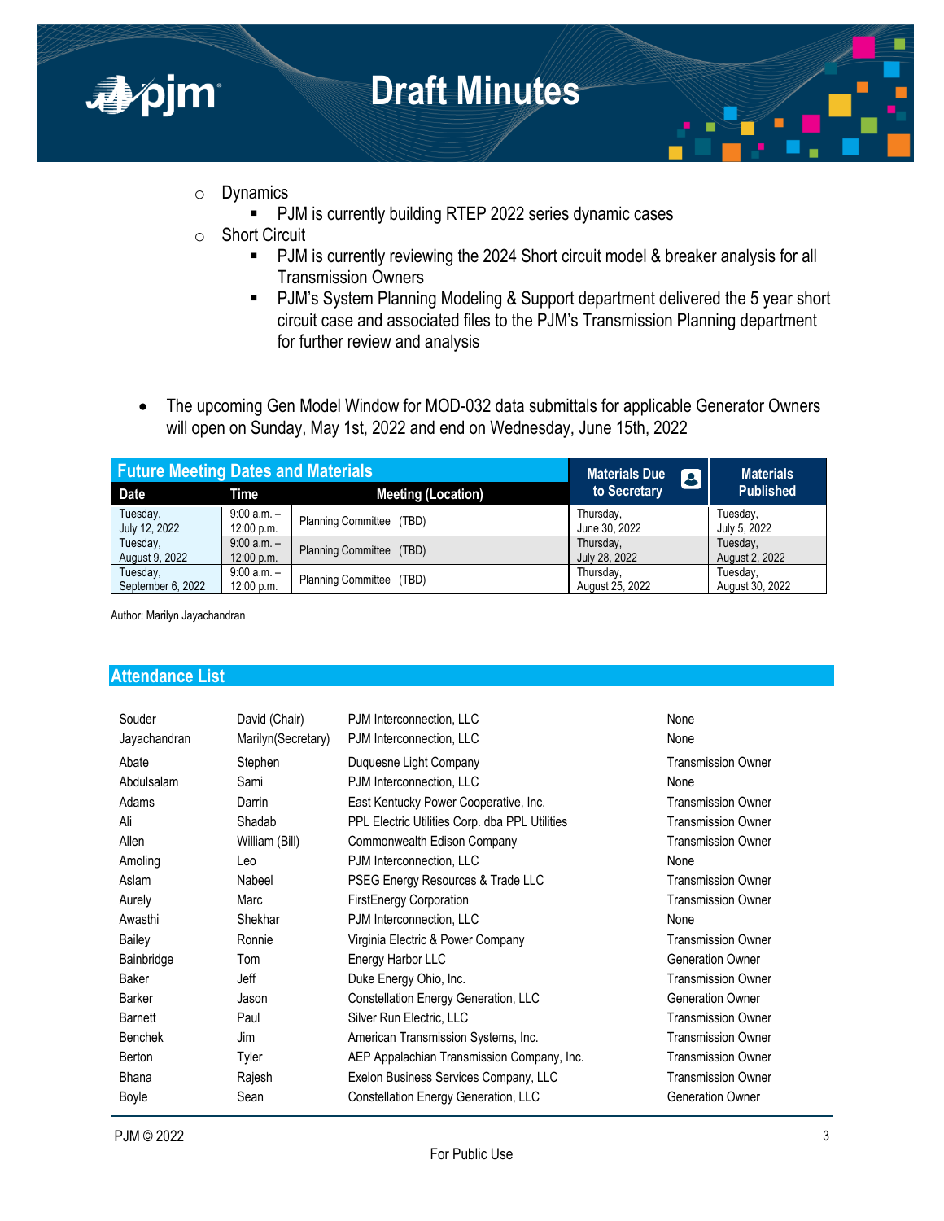- Dynamics
  - PJM is currently building RTEP 2022 series dynamic cases
- Short Circuit
  - PJM is currently reviewing the 2024 Short circuit model & breaker analysis for all Transmission Owners
  - PJM's System Planning Modeling & Support department delivered the 5 year short circuit case and associated files to the PJM's Transmission Planning department for further review and analysis

- The upcoming Gen Model Window for MOD-032 data submittals for applicable Generator Owners will open on Sunday, May 1st, 2022 and end on Wednesday, June 15th, 2022

| Future Meeting Dates and Materials | | | Materials Due to Secretary | Materials Published |
|---|---|---|---|---|
| **Date** | **Time** | **Meeting (Location)** | | |
| Tuesday, July 12, 2022 | 9:00 a.m. – 12:00 p.m. | Planning Committee (TBD) | Thursday, June 30, 2022 | Tuesday, July 5, 2022 |
| Tuesday, August 9, 2022 | 9:00 a.m. – 12:00 p.m. | Planning Committee (TBD) | Thursday, July 28, 2022 | Tuesday, August 2, 2022 |
| Tuesday, September 6, 2022 | 9:00 a.m. – 12:00 p.m. | Planning Committee (TBD) | Thursday, August 25, 2022 | Tuesday, August 30, 2022 |

Author: Marilyn Jayachandran

## Attendance List

| | | | |
|---|---|---|---|
| Souder | David (Chair) | PJM Interconnection, LLC | None |
| Jayachandran | Marilyn(Secretary) | PJM Interconnection, LLC | None |
| Abate | Stephen | Duquesne Light Company | Transmission Owner |
| Abdulsalam | Sami | PJM Interconnection, LLC | None |
| Adams | Darrin | East Kentucky Power Cooperative, Inc. | Transmission Owner |
| Ali | Shadab | PPL Electric Utilities Corp. dba PPL Utilities | Transmission Owner |
| Allen | William (Bill) | Commonwealth Edison Company | Transmission Owner |
| Amoling | Leo | PJM Interconnection, LLC | None |
| Aslam | Nabeel | PSEG Energy Resources & Trade LLC | Transmission Owner |
| Aurely | Marc | FirstEnergy Corporation | Transmission Owner |
| Awasthi | Shekhar | PJM Interconnection, LLC | None |
| Bailey | Ronnie | Virginia Electric & Power Company | Transmission Owner |
| Bainbridge | Tom | Energy Harbor LLC | Generation Owner |
| Baker | Jeff | Duke Energy Ohio, Inc. | Transmission Owner |
| Barker | Jason | Constellation Energy Generation, LLC | Generation Owner |
| Barnett | Paul | Silver Run Electric, LLC | Transmission Owner |
| Benchek | Jim | American Transmission Systems, Inc. | Transmission Owner |
| Berton | Tyler | AEP Appalachian Transmission Company, Inc. | Transmission Owner |
| Bhana | Rajesh | Exelon Business Services Company, LLC | Transmission Owner |
| Boyle | Sean | Constellation Energy Generation, LLC | Generation Owner |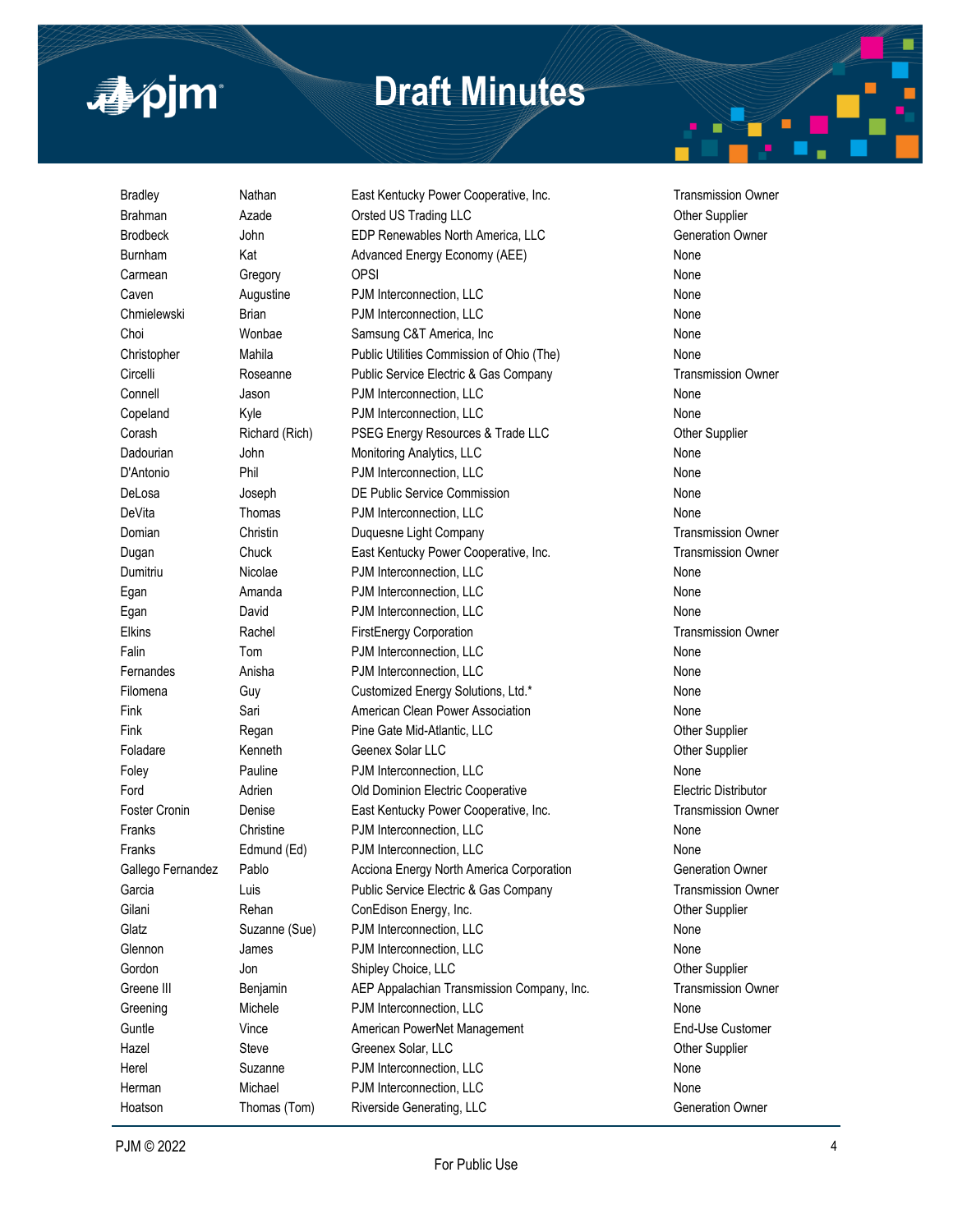| | | | |
|---|---|---|---|
| Bradley | Nathan | East Kentucky Power Cooperative, Inc. | Transmission Owner |
| Brahman | Azade | Orsted US Trading LLC | Other Supplier |
| Brodbeck | John | EDP Renewables North America, LLC | Generation Owner |
| Burnham | Kat | Advanced Energy Economy (AEE) | None |
| Carmean | Gregory | OPSI | None |
| Caven | Augustine | PJM Interconnection, LLC | None |
| Chmielewski | Brian | PJM Interconnection, LLC | None |
| Choi | Wonbae | Samsung C&T America, Inc | None |
| Christopher | Mahila | Public Utilities Commission of Ohio (The) | None |
| Circelli | Roseanne | Public Service Electric & Gas Company | Transmission Owner |
| Connell | Jason | PJM Interconnection, LLC | None |
| Copeland | Kyle | PJM Interconnection, LLC | None |
| Corash | Richard (Rich) | PSEG Energy Resources & Trade LLC | Other Supplier |
| Dadourian | John | Monitoring Analytics, LLC | None |
| D'Antonio | Phil | PJM Interconnection, LLC | None |
| DeLosa | Joseph | DE Public Service Commission | None |
| DeVita | Thomas | PJM Interconnection, LLC | None |
| Domian | Christin | Duquesne Light Company | Transmission Owner |
| Dugan | Chuck | East Kentucky Power Cooperative, Inc. | Transmission Owner |
| Dumitriu | Nicolae | PJM Interconnection, LLC | None |
| Egan | Amanda | PJM Interconnection, LLC | None |
| Egan | David | PJM Interconnection, LLC | None |
| Elkins | Rachel | FirstEnergy Corporation | Transmission Owner |
| Falin | Tom | PJM Interconnection, LLC | None |
| Fernandes | Anisha | PJM Interconnection, LLC | None |
| Filomena | Guy | Customized Energy Solutions, Ltd.* | None |
| Fink | Sari | American Clean Power Association | None |
| Fink | Regan | Pine Gate Mid-Atlantic, LLC | Other Supplier |
| Foladare | Kenneth | Geenex Solar LLC | Other Supplier |
| Foley | Pauline | PJM Interconnection, LLC | None |
| Ford | Adrien | Old Dominion Electric Cooperative | Electric Distributor |
| Foster Cronin | Denise | East Kentucky Power Cooperative, Inc. | Transmission Owner |
| Franks | Christine | PJM Interconnection, LLC | None |
| Franks | Edmund (Ed) | PJM Interconnection, LLC | None |
| Gallego Fernandez | Pablo | Acciona Energy North America Corporation | Generation Owner |
| Garcia | Luis | Public Service Electric & Gas Company | Transmission Owner |
| Gilani | Rehan | ConEdison Energy, Inc. | Other Supplier |
| Glatz | Suzanne (Sue) | PJM Interconnection, LLC | None |
| Glennon | James | PJM Interconnection, LLC | None |
| Gordon | Jon | Shipley Choice, LLC | Other Supplier |
| Greene III | Benjamin | AEP Appalachian Transmission Company, Inc. | Transmission Owner |
| Greening | Michele | PJM Interconnection, LLC | None |
| Guntle | Vince | American PowerNet Management | End-Use Customer |
| Hazel | Steve | Greenex Solar, LLC | Other Supplier |
| Herel | Suzanne | PJM Interconnection, LLC | None |
| Herman | Michael | PJM Interconnection, LLC | None |
| Hoatson | Thomas (Tom) | Riverside Generating, LLC | Generation Owner |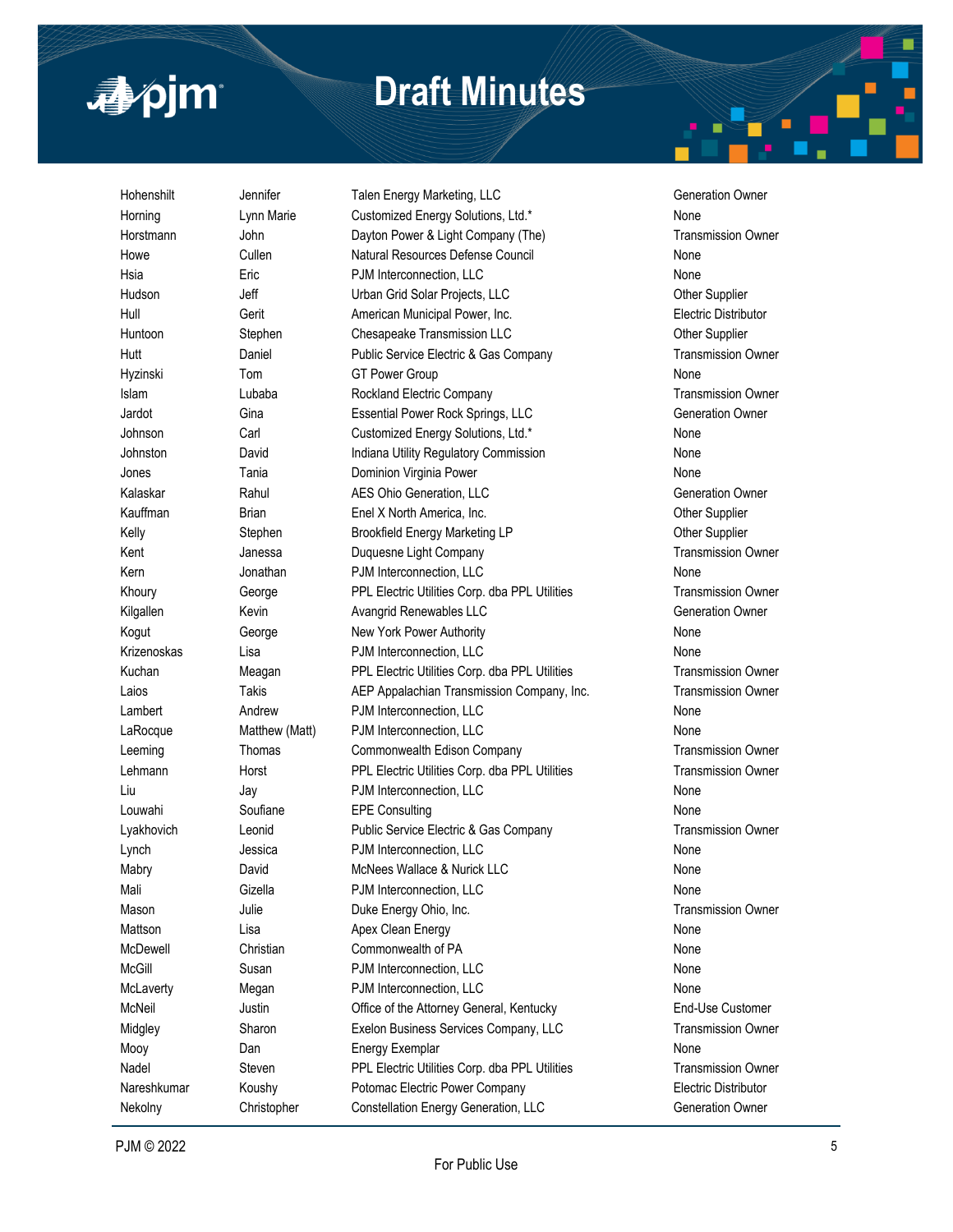| | | | |
|---|---|---|---|
| Hohenshilt | Jennifer | Talen Energy Marketing, LLC | Generation Owner |
| Horning | Lynn Marie | Customized Energy Solutions, Ltd.* | None |
| Horstmann | John | Dayton Power & Light Company (The) | Transmission Owner |
| Howe | Cullen | Natural Resources Defense Council | None |
| Hsia | Eric | PJM Interconnection, LLC | None |
| Hudson | Jeff | Urban Grid Solar Projects, LLC | Other Supplier |
| Hull | Gerit | American Municipal Power, Inc. | Electric Distributor |
| Huntoon | Stephen | Chesapeake Transmission LLC | Other Supplier |
| Hutt | Daniel | Public Service Electric & Gas Company | Transmission Owner |
| Hyzinski | Tom | GT Power Group | None |
| Islam | Lubaba | Rockland Electric Company | Transmission Owner |
| Jardot | Gina | Essential Power Rock Springs, LLC | Generation Owner |
| Johnson | Carl | Customized Energy Solutions, Ltd.* | None |
| Johnston | David | Indiana Utility Regulatory Commission | None |
| Jones | Tania | Dominion Virginia Power | None |
| Kalaskar | Rahul | AES Ohio Generation, LLC | Generation Owner |
| Kauffman | Brian | Enel X North America, Inc. | Other Supplier |
| Kelly | Stephen | Brookfield Energy Marketing LP | Other Supplier |
| Kent | Janessa | Duquesne Light Company | Transmission Owner |
| Kern | Jonathan | PJM Interconnection, LLC | None |
| Khoury | George | PPL Electric Utilities Corp. dba PPL Utilities | Transmission Owner |
| Kilgallen | Kevin | Avangrid Renewables LLC | Generation Owner |
| Kogut | George | New York Power Authority | None |
| Krizenoskas | Lisa | PJM Interconnection, LLC | None |
| Kuchan | Meagan | PPL Electric Utilities Corp. dba PPL Utilities | Transmission Owner |
| Laios | Takis | AEP Appalachian Transmission Company, Inc. | Transmission Owner |
| Lambert | Andrew | PJM Interconnection, LLC | None |
| LaRocque | Matthew (Matt) | PJM Interconnection, LLC | None |
| Leeming | Thomas | Commonwealth Edison Company | Transmission Owner |
| Lehmann | Horst | PPL Electric Utilities Corp. dba PPL Utilities | Transmission Owner |
| Liu | Jay | PJM Interconnection, LLC | None |
| Louwahi | Soufiane | EPE Consulting | None |
| Lyakhovich | Leonid | Public Service Electric & Gas Company | Transmission Owner |
| Lynch | Jessica | PJM Interconnection, LLC | None |
| Mabry | David | McNees Wallace & Nurick LLC | None |
| Mali | Gizella | PJM Interconnection, LLC | None |
| Mason | Julie | Duke Energy Ohio, Inc. | Transmission Owner |
| Mattson | Lisa | Apex Clean Energy | None |
| McDewell | Christian | Commonwealth of PA | None |
| McGill | Susan | PJM Interconnection, LLC | None |
| McLaverty | Megan | PJM Interconnection, LLC | None |
| McNeil | Justin | Office of the Attorney General, Kentucky | End-Use Customer |
| Midgley | Sharon | Exelon Business Services Company, LLC | Transmission Owner |
| Mooy | Dan | Energy Exemplar | None |
| Nadel | Steven | PPL Electric Utilities Corp. dba PPL Utilities | Transmission Owner |
| Nareshkumar | Koushy | Potomac Electric Power Company | Electric Distributor |
| Nekolny | Christopher | Constellation Energy Generation, LLC | Generation Owner |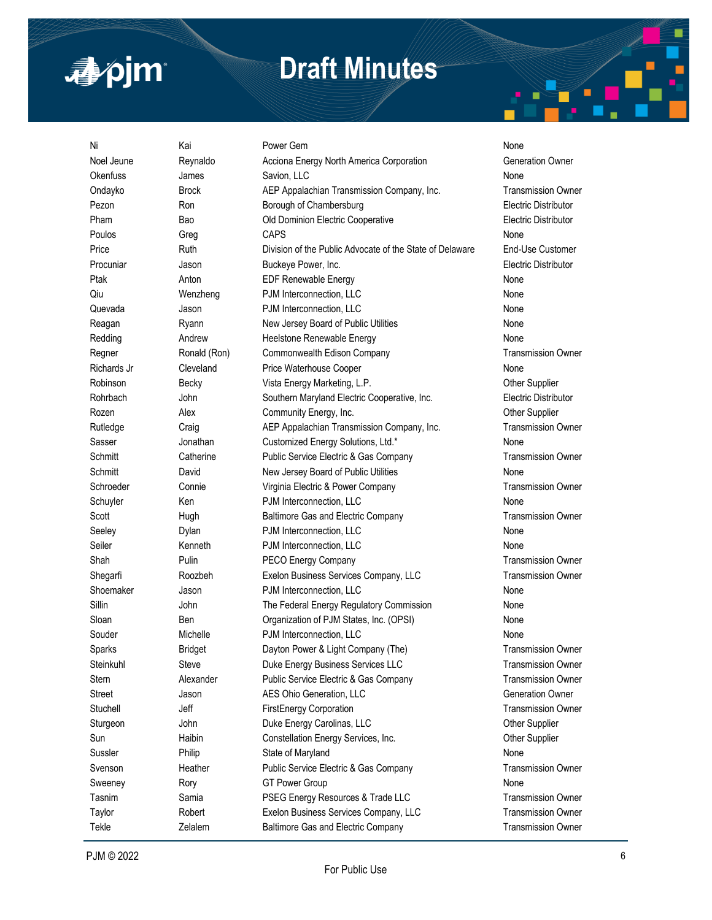| | | | |
|---|---|---|---|
| Ni | Kai | Power Gem | None |
| Noel Jeune | Reynaldo | Acciona Energy North America Corporation | Generation Owner |
| Okenfuss | James | Savion, LLC | None |
| Ondayko | Brock | AEP Appalachian Transmission Company, Inc. | Transmission Owner |
| Pezon | Ron | Borough of Chambersburg | Electric Distributor |
| Pham | Bao | Old Dominion Electric Cooperative | Electric Distributor |
| Poulos | Greg | CAPS | None |
| Price | Ruth | Division of the Public Advocate of the State of Delaware | End-Use Customer |
| Procuniar | Jason | Buckeye Power, Inc. | Electric Distributor |
| Ptak | Anton | EDF Renewable Energy | None |
| Qiu | Wenzheng | PJM Interconnection, LLC | None |
| Quevada | Jason | PJM Interconnection, LLC | None |
| Reagan | Ryann | New Jersey Board of Public Utilities | None |
| Redding | Andrew | Heelstone Renewable Energy | None |
| Regner | Ronald (Ron) | Commonwealth Edison Company | Transmission Owner |
| Richards Jr | Cleveland | Price Waterhouse Cooper | None |
| Robinson | Becky | Vista Energy Marketing, L.P. | Other Supplier |
| Rohrbach | John | Southern Maryland Electric Cooperative, Inc. | Electric Distributor |
| Rozen | Alex | Community Energy, Inc. | Other Supplier |
| Rutledge | Craig | AEP Appalachian Transmission Company, Inc. | Transmission Owner |
| Sasser | Jonathan | Customized Energy Solutions, Ltd.* | None |
| Schmitt | Catherine | Public Service Electric & Gas Company | Transmission Owner |
| Schmitt | David | New Jersey Board of Public Utilities | None |
| Schroeder | Connie | Virginia Electric & Power Company | Transmission Owner |
| Schuyler | Ken | PJM Interconnection, LLC | None |
| Scott | Hugh | Baltimore Gas and Electric Company | Transmission Owner |
| Seeley | Dylan | PJM Interconnection, LLC | None |
| Seiler | Kenneth | PJM Interconnection, LLC | None |
| Shah | Pulin | PECO Energy Company | Transmission Owner |
| Shegarfi | Roozbeh | Exelon Business Services Company, LLC | Transmission Owner |
| Shoemaker | Jason | PJM Interconnection, LLC | None |
| Sillin | John | The Federal Energy Regulatory Commission | None |
| Sloan | Ben | Organization of PJM States, Inc. (OPSI) | None |
| Souder | Michelle | PJM Interconnection, LLC | None |
| Sparks | Bridget | Dayton Power & Light Company (The) | Transmission Owner |
| Steinkuhl | Steve | Duke Energy Business Services LLC | Transmission Owner |
| Stern | Alexander | Public Service Electric & Gas Company | Transmission Owner |
| Street | Jason | AES Ohio Generation, LLC | Generation Owner |
| Stuchell | Jeff | FirstEnergy Corporation | Transmission Owner |
| Sturgeon | John | Duke Energy Carolinas, LLC | Other Supplier |
| Sun | Haibin | Constellation Energy Services, Inc. | Other Supplier |
| Sussler | Philip | State of Maryland | None |
| Svenson | Heather | Public Service Electric & Gas Company | Transmission Owner |
| Sweeney | Rory | GT Power Group | None |
| Tasnim | Samia | PSEG Energy Resources & Trade LLC | Transmission Owner |
| Taylor | Robert | Exelon Business Services Company, LLC | Transmission Owner |
| Tekle | Zelalem | Baltimore Gas and Electric Company | Transmission Owner |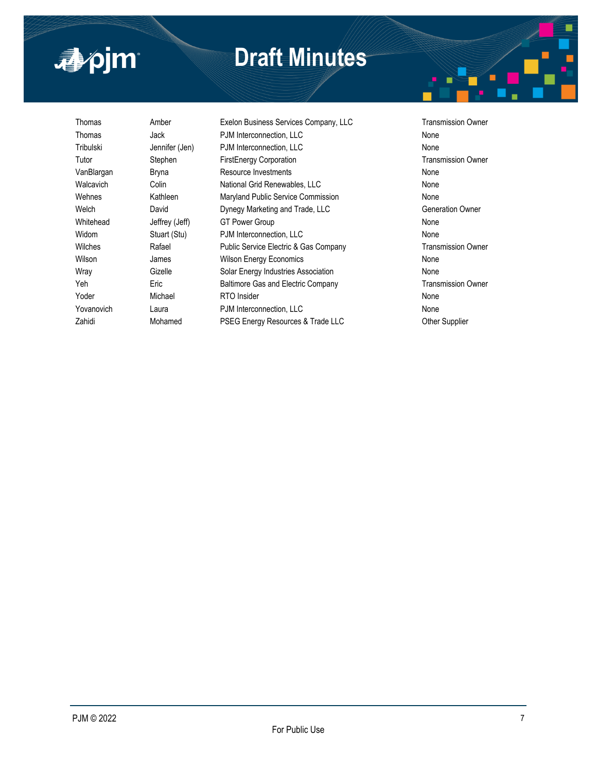| | | | |
|---|---|---|---|
| Thomas | Amber | Exelon Business Services Company, LLC | Transmission Owner |
| Thomas | Jack | PJM Interconnection, LLC | None |
| Tribulski | Jennifer (Jen) | PJM Interconnection, LLC | None |
| Tutor | Stephen | FirstEnergy Corporation | Transmission Owner |
| VanBlargan | Bryna | Resource Investments | None |
| Walcavich | Colin | National Grid Renewables, LLC | None |
| Wehnes | Kathleen | Maryland Public Service Commission | None |
| Welch | David | Dynegy Marketing and Trade, LLC | Generation Owner |
| Whitehead | Jeffrey (Jeff) | GT Power Group | None |
| Widom | Stuart (Stu) | PJM Interconnection, LLC | None |
| Wilches | Rafael | Public Service Electric & Gas Company | Transmission Owner |
| Wilson | James | Wilson Energy Economics | None |
| Wray | Gizelle | Solar Energy Industries Association | None |
| Yeh | Eric | Baltimore Gas and Electric Company | Transmission Owner |
| Yoder | Michael | RTO Insider | None |
| Yovanovich | Laura | PJM Interconnection, LLC | None |
| Zahidi | Mohamed | PSEG Energy Resources & Trade LLC | Other Supplier |